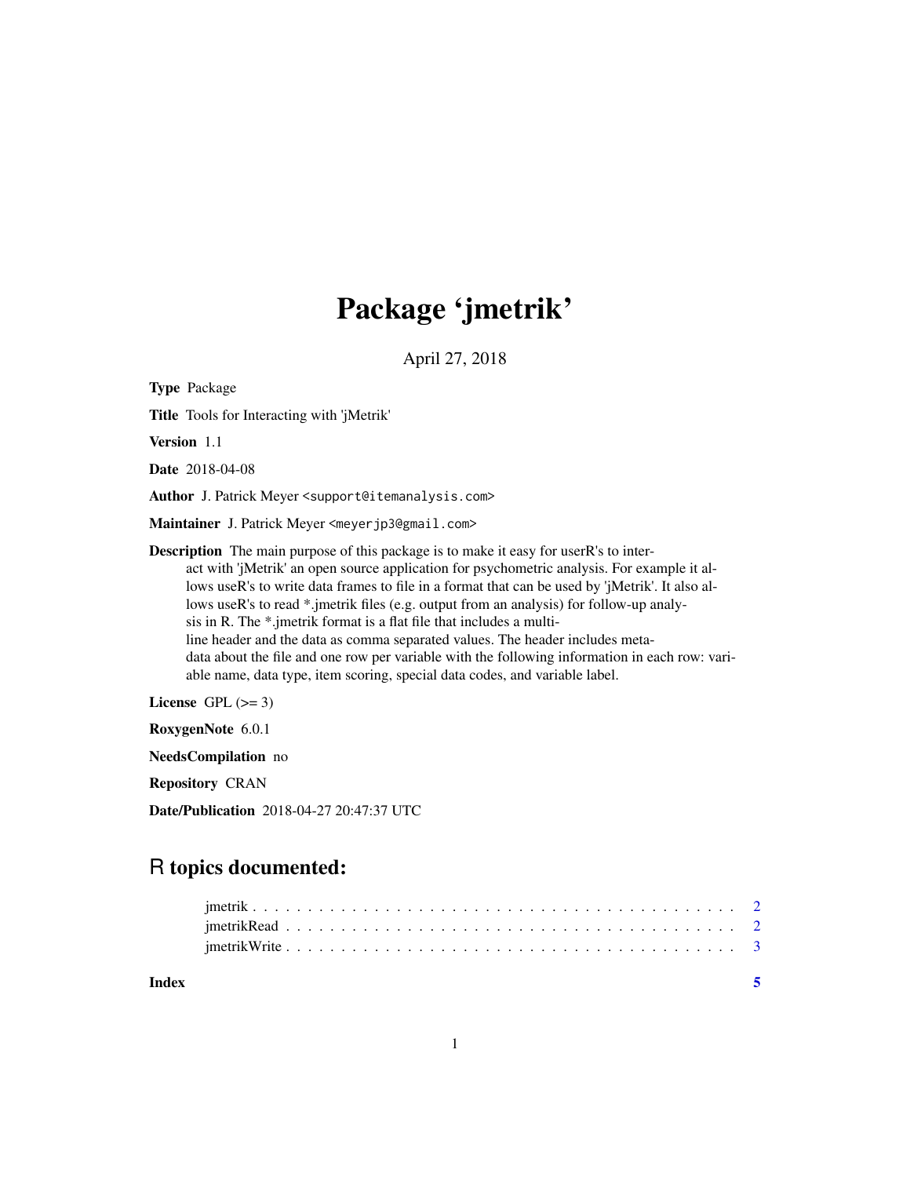# Package 'jmetrik'

April 27, 2018

**Type** Package

**Title** Tools for Interacting with 'jMetrik'

**Version** 1.1

**Date** 2018-04-08

**Author** J. Patrick Meyer <support@itemanalysis.com>

**Maintainer** J. Patrick Meyer <meyerjp3@gmail.com>

**Description** The main purpose of this package is to make it easy for userR's to interact with 'jMetrik' an open source application for psychometric analysis. For example it allows useR's to write data frames to file in a format that can be used by 'jMetrik'. It also allows useR's to read *.jmetrik files (e.g. output from an analysis) for follow-up analysis in R. The *.jmetrik format is a flat file that includes a multi-line header and the data as comma separated values. The header includes meta-data about the file and one row per variable with the following information in each row: variable name, data type, item scoring, special data codes, and variable label.

**License** GPL (>= 3)

**RoxygenNote** 6.0.1

**NeedsCompilation** no

**Repository** CRAN

**Date/Publication** 2018-04-27 20:47:37 UTC

## R topics documented:

| | |
|---|---|
| jmetrik | 2 |
| jmetrikRead | 2 |
| jmetrikWrite | 3 |
| **Index** | **5** |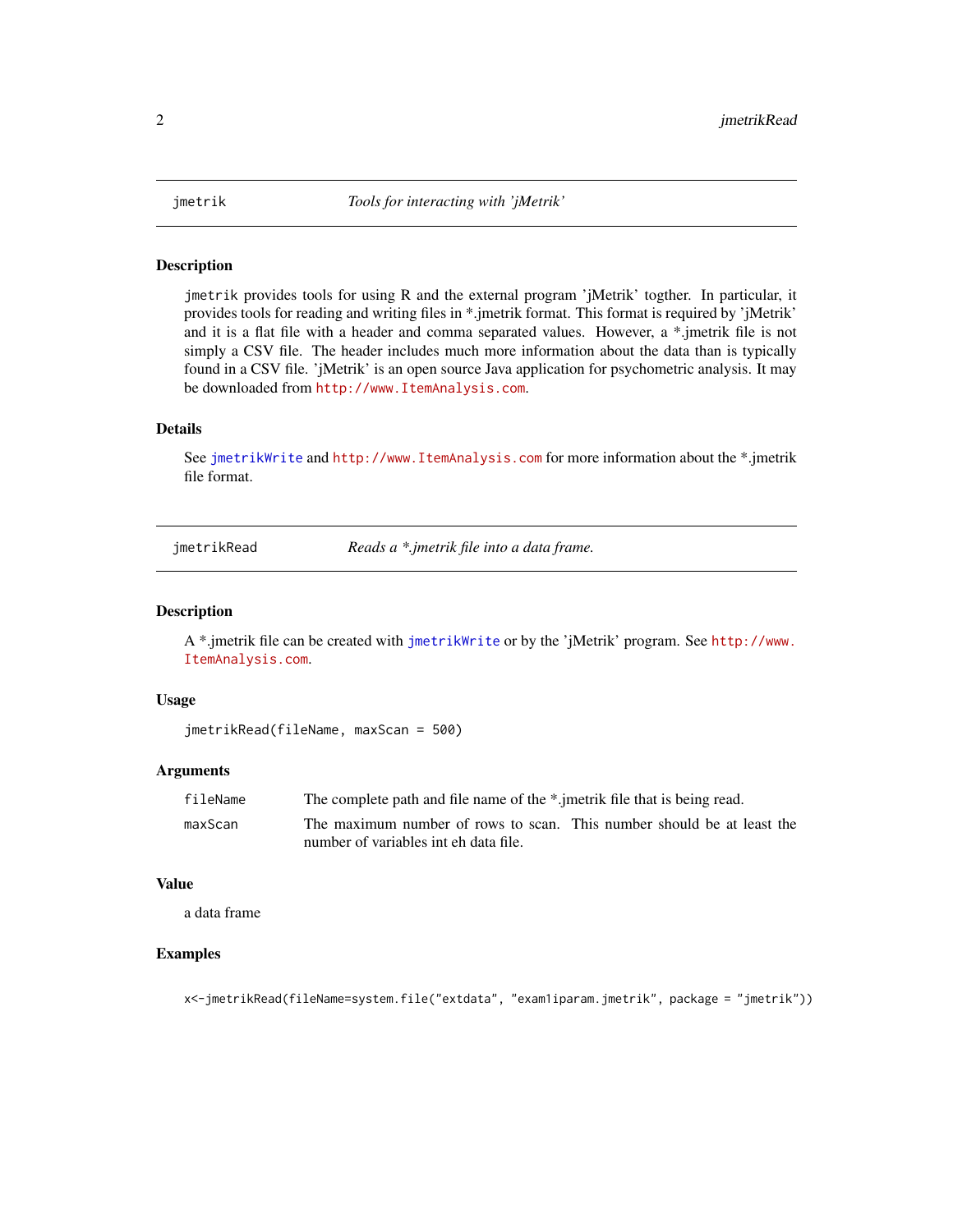## jmetrik — *Tools for interacting with 'jMetrik'*

### Description

jmetrik provides tools for using R and the external program 'jMetrik' togther. In particular, it provides tools for reading and writing files in *.jmetrik format. This format is required by 'jMetrik' and it is a flat file with a header and comma separated values. However, a *.jmetrik file is not simply a CSV file. The header includes much more information about the data than is typically found in a CSV file. 'jMetrik' is an open source Java application for psychometric analysis. It may be downloaded from http://www.ItemAnalysis.com.

### Details

See jmetrikWrite and http://www.ItemAnalysis.com for more information about the *.jmetrik file format.

## jmetrikRead — *Reads a *.jmetrik file into a data frame.*

### Description

A *.jmetrik file can be created with jmetrikWrite or by the 'jMetrik' program. See http://www.ItemAnalysis.com.

### Usage

```
jmetrikRead(fileName, maxScan = 500)
```

### Arguments

| | |
|---|---|
| fileName | The complete path and file name of the *.jmetrik file that is being read. |
| maxScan | The maximum number of rows to scan. This number should be at least the number of variables int eh data file. |

### Value

a data frame

### Examples

```
x<-jmetrikRead(fileName=system.file("extdata", "exam1iparam.jmetrik", package = "jmetrik"))
```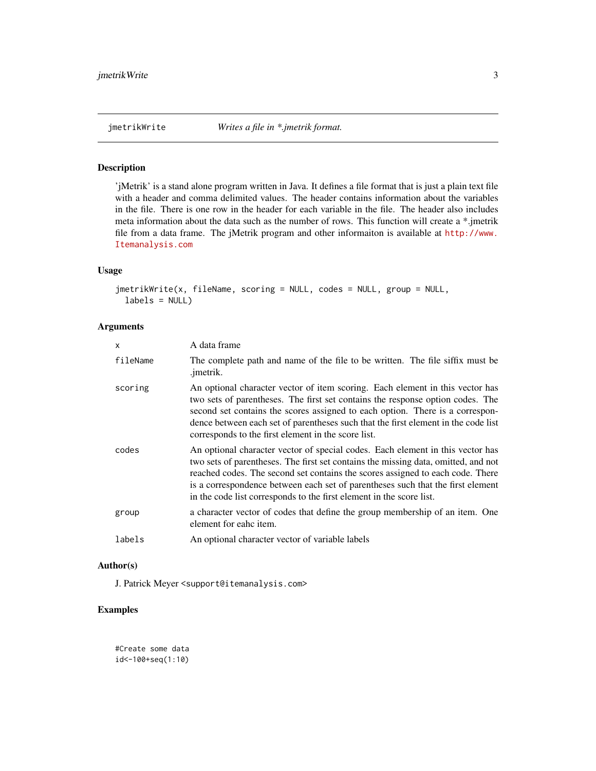## jmetrikWrite *Writes a file in *.jmetrik format.*

### Description

'jMetrik' is a stand alone program written in Java. It defines a file format that is just a plain text file with a header and comma delimited values. The header contains information about the variables in the file. There is one row in the header for each variable in the file. The header also includes meta information about the data such as the number of rows. This function will create a *.jmetrik file from a data frame. The jMetrik program and other informaiton is available at http://www.Itemanalysis.com

### Usage

```
jmetrikWrite(x, fileName, scoring = NULL, codes = NULL, group = NULL,
  labels = NULL)
```

### Arguments

| | |
|---|---|
| x | A data frame |
| fileName | The complete path and name of the file to be written. The file siffix must be .jmetrik. |
| scoring | An optional character vector of item scoring. Each element in this vector has two sets of parentheses. The first set contains the response option codes. The second set contains the scores assigned to each option. There is a correspondence between each set of parentheses such that the first element in the code list corresponds to the first element in the score list. |
| codes | An optional character vector of special codes. Each element in this vector has two sets of parentheses. The first set contains the missing data, omitted, and not reached codes. The second set contains the scores assigned to each code. There is a correspondence between each set of parentheses such that the first element in the code list corresponds to the first element in the score list. |
| group | a character vector of codes that define the group membership of an item. One element for eahc item. |
| labels | An optional character vector of variable labels |

### Author(s)

J. Patrick Meyer <support@itemanalysis.com>

### Examples

```
#Create some data
id<-100+seq(1:10)
```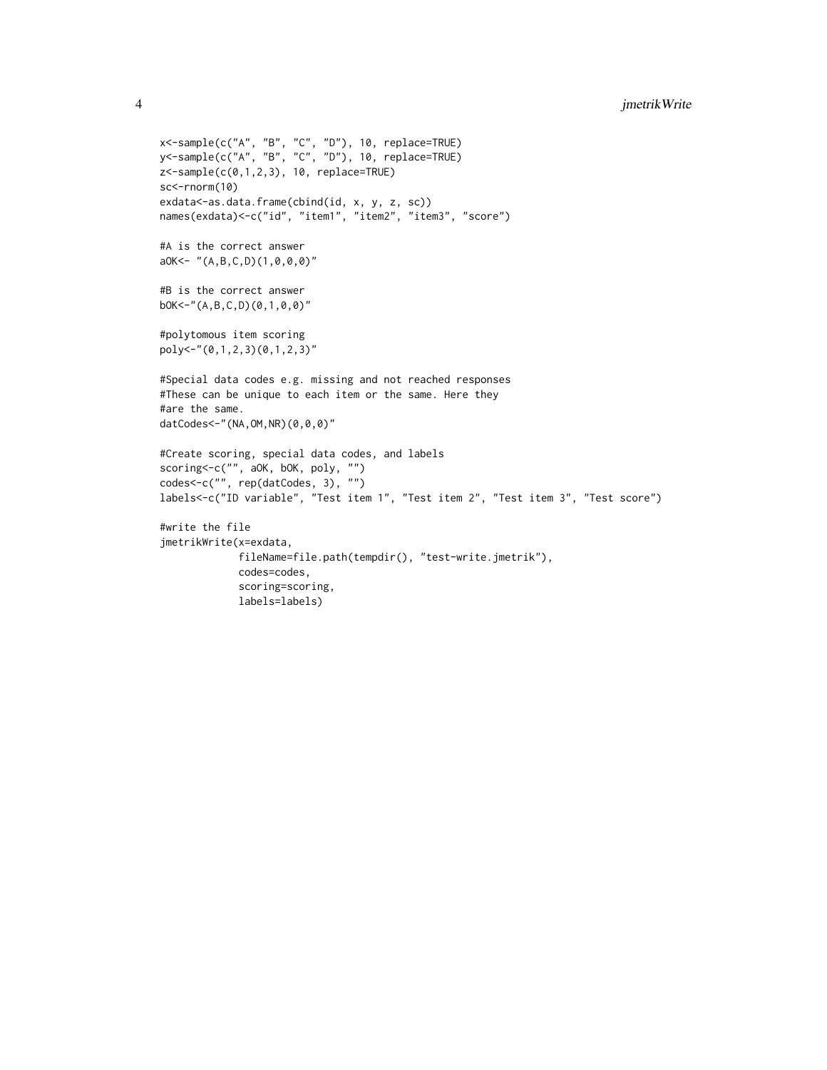```
x<-sample(c("A", "B", "C", "D"), 10, replace=TRUE)
y<-sample(c("A", "B", "C", "D"), 10, replace=TRUE)
z<-sample(c(0,1,2,3), 10, replace=TRUE)
sc<-rnorm(10)
exdata<-as.data.frame(cbind(id, x, y, z, sc))
names(exdata)<-c("id", "item1", "item2", "item3", "score")

#A is the correct answer
aOK<- "(A,B,C,D)(1,0,0,0)"

#B is the correct answer
bOK<-"(A,B,C,D)(0,1,0,0)"

#polytomous item scoring
poly<-"(0,1,2,3)(0,1,2,3)"

#Special data codes e.g. missing and not reached responses
#These can be unique to each item or the same. Here they
#are the same.
datCodes<-"(NA,OM,NR)(0,0,0)"

#Create scoring, special data codes, and labels
scoring<-c("", aOK, bOK, poly, "")
codes<-c("", rep(datCodes, 3), "")
labels<-c("ID variable", "Test item 1", "Test item 2", "Test item 3", "Test score")

#write the file
jmetrikWrite(x=exdata,
             fileName=file.path(tempdir(), "test-write.jmetrik"),
             codes=codes,
             scoring=scoring,
             labels=labels)
```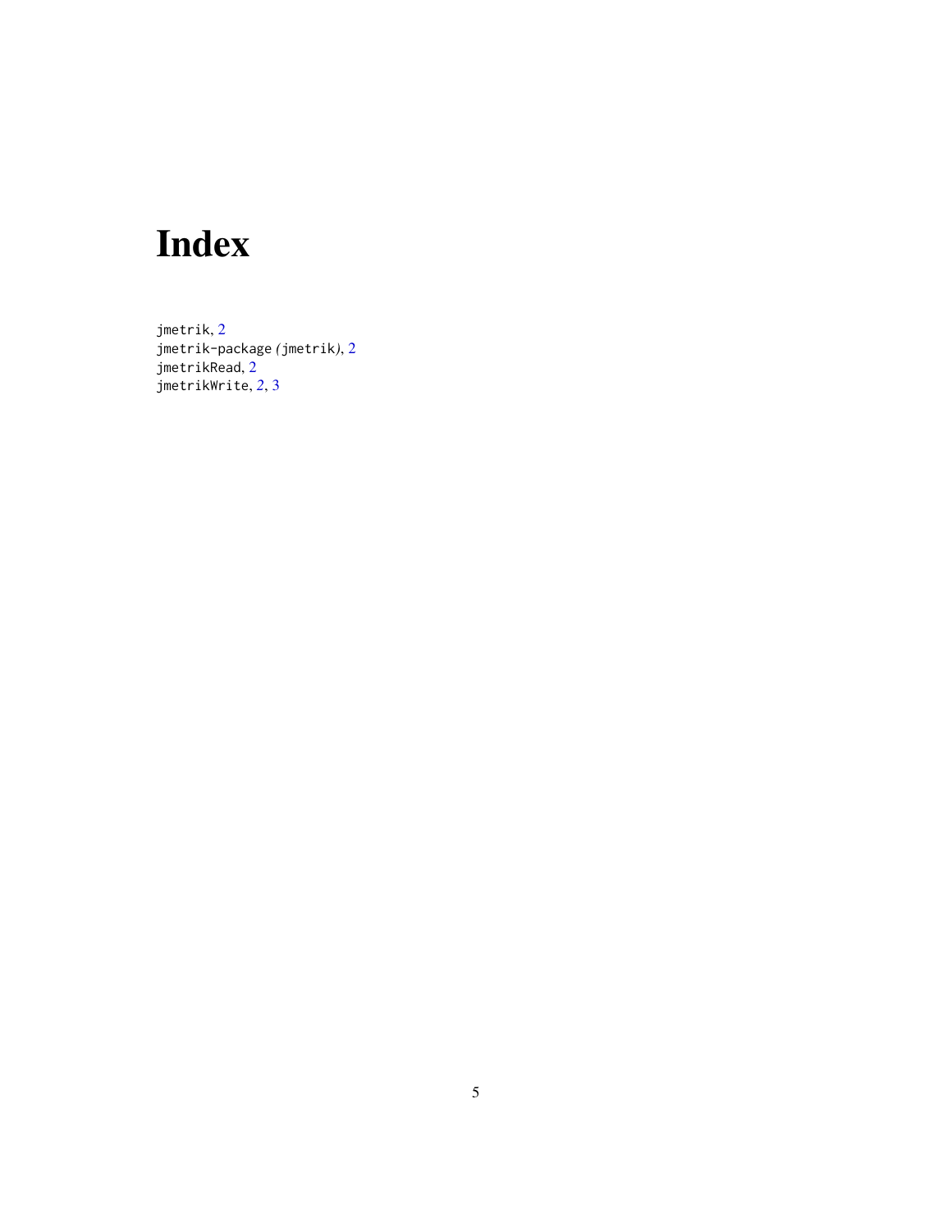# Index

jmetrik, 2
jmetrik-package (jmetrik), 2
jmetrikRead, 2
jmetrikWrite, *2*, 3